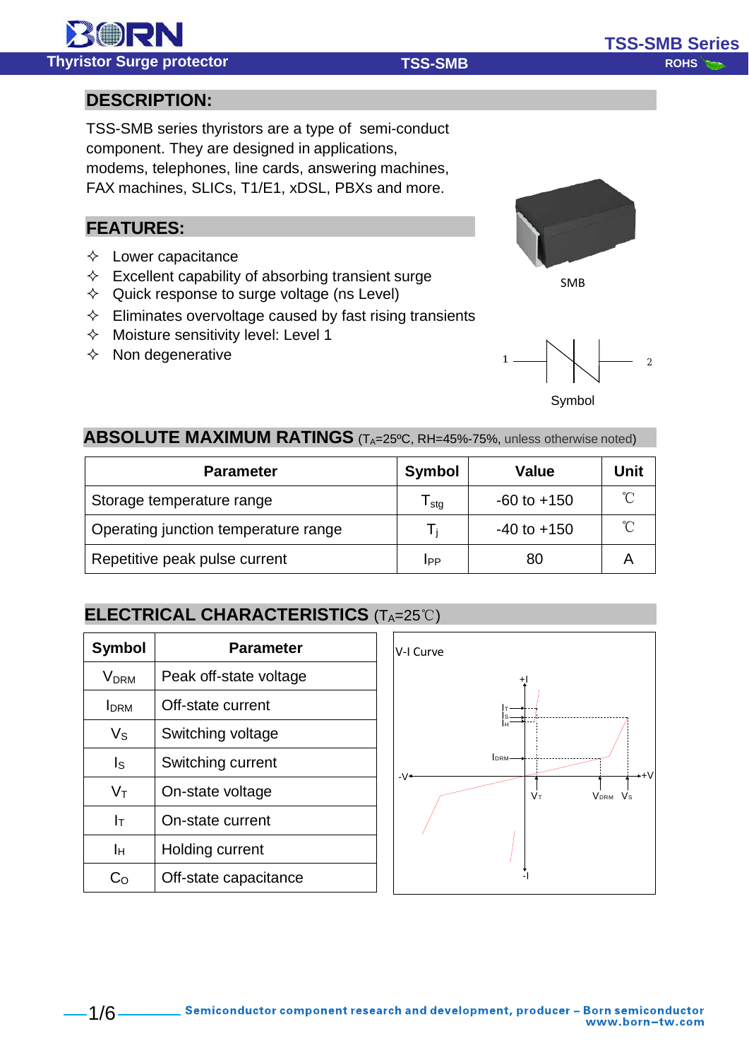## DESCRIPTION:

TSS-SMB series thyristors are a type of semi-conduct component. They are designed in applications, modems, telephones, line cards, answering machines, FAX machines, SLICs, T1/E1, xDSL, PBXs and more.

## FEATURES:

- ✧ Lower capacitance
- ✧ Excellent capability of absorbing transient surge
- ✧ Quick response to surge voltage (ns Level)
- ✧ Eliminates overvoltage caused by fast rising transients
- ✧ Moisture sensitivity level: Level 1
- ✧ Non degenerative

SMB

Symbol

## ABSOLUTE MAXIMUM RATINGS ($T_A$=25ºC, RH=45%-75%, unless otherwise noted)

| Parameter | Symbol | Value | Unit |
|---|---|---|---|
| Storage temperature range | $T_{stg}$ | -60 to +150 | ℃ |
| Operating junction temperature range | $T_j$ | -40 to +150 | ℃ |
| Repetitive peak pulse current | $I_{PP}$ | 80 | A |

## ELECTRICAL CHARACTERISTICS ($T_A$=25℃)

| Symbol | Parameter |
|---|---|
| $V_{DRM}$ | Peak off-state voltage |
| $I_{DRM}$ | Off-state current |
| $V_S$ | Switching voltage |
| $I_S$ | Switching current |
| $V_T$ | On-state voltage |
| $I_T$ | On-state current |
| $I_H$ | Holding current |
| $C_O$ | Off-state capacitance |

V-I Curve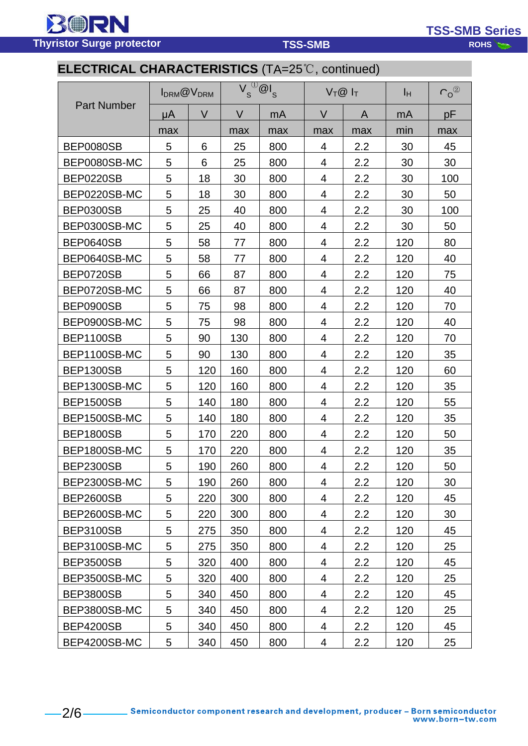## ELECTRICAL CHARACTERISTICS (TA=25℃, continued)

| Part Number | $I_{DRM}$@$V_{DRM}$ | | $V_S$[1]@$I_S$ | | $V_T$@ $I_T$ | | $I_H$ | $C_O$[2] |
|---|---|---|---|---|---|---|---|---|
| | μA | V | V | mA | V | A | mA | pF |
| | max | | max | max | max | max | min | max |
| BEP0080SB | 5 | 6 | 25 | 800 | 4 | 2.2 | 30 | 45 |
| BEP0080SB-MC | 5 | 6 | 25 | 800 | 4 | 2.2 | 30 | 30 |
| BEP0220SB | 5 | 18 | 30 | 800 | 4 | 2.2 | 30 | 100 |
| BEP0220SB-MC | 5 | 18 | 30 | 800 | 4 | 2.2 | 30 | 50 |
| BEP0300SB | 5 | 25 | 40 | 800 | 4 | 2.2 | 30 | 100 |
| BEP0300SB-MC | 5 | 25 | 40 | 800 | 4 | 2.2 | 30 | 50 |
| BEP0640SB | 5 | 58 | 77 | 800 | 4 | 2.2 | 120 | 80 |
| BEP0640SB-MC | 5 | 58 | 77 | 800 | 4 | 2.2 | 120 | 40 |
| BEP0720SB | 5 | 66 | 87 | 800 | 4 | 2.2 | 120 | 75 |
| BEP0720SB-MC | 5 | 66 | 87 | 800 | 4 | 2.2 | 120 | 40 |
| BEP0900SB | 5 | 75 | 98 | 800 | 4 | 2.2 | 120 | 70 |
| BEP0900SB-MC | 5 | 75 | 98 | 800 | 4 | 2.2 | 120 | 40 |
| BEP1100SB | 5 | 90 | 130 | 800 | 4 | 2.2 | 120 | 70 |
| BEP1100SB-MC | 5 | 90 | 130 | 800 | 4 | 2.2 | 120 | 35 |
| BEP1300SB | 5 | 120 | 160 | 800 | 4 | 2.2 | 120 | 60 |
| BEP1300SB-MC | 5 | 120 | 160 | 800 | 4 | 2.2 | 120 | 35 |
| BEP1500SB | 5 | 140 | 180 | 800 | 4 | 2.2 | 120 | 55 |
| BEP1500SB-MC | 5 | 140 | 180 | 800 | 4 | 2.2 | 120 | 35 |
| BEP1800SB | 5 | 170 | 220 | 800 | 4 | 2.2 | 120 | 50 |
| BEP1800SB-MC | 5 | 170 | 220 | 800 | 4 | 2.2 | 120 | 35 |
| BEP2300SB | 5 | 190 | 260 | 800 | 4 | 2.2 | 120 | 50 |
| BEP2300SB-MC | 5 | 190 | 260 | 800 | 4 | 2.2 | 120 | 30 |
| BEP2600SB | 5 | 220 | 300 | 800 | 4 | 2.2 | 120 | 45 |
| BEP2600SB-MC | 5 | 220 | 300 | 800 | 4 | 2.2 | 120 | 30 |
| BEP3100SB | 5 | 275 | 350 | 800 | 4 | 2.2 | 120 | 45 |
| BEP3100SB-MC | 5 | 275 | 350 | 800 | 4 | 2.2 | 120 | 25 |
| BEP3500SB | 5 | 320 | 400 | 800 | 4 | 2.2 | 120 | 45 |
| BEP3500SB-MC | 5 | 320 | 400 | 800 | 4 | 2.2 | 120 | 25 |
| BEP3800SB | 5 | 340 | 450 | 800 | 4 | 2.2 | 120 | 45 |
| BEP3800SB-MC | 5 | 340 | 450 | 800 | 4 | 2.2 | 120 | 25 |
| BEP4200SB | 5 | 340 | 450 | 800 | 4 | 2.2 | 120 | 45 |
| BEP4200SB-MC | 5 | 340 | 450 | 800 | 4 | 2.2 | 120 | 25 |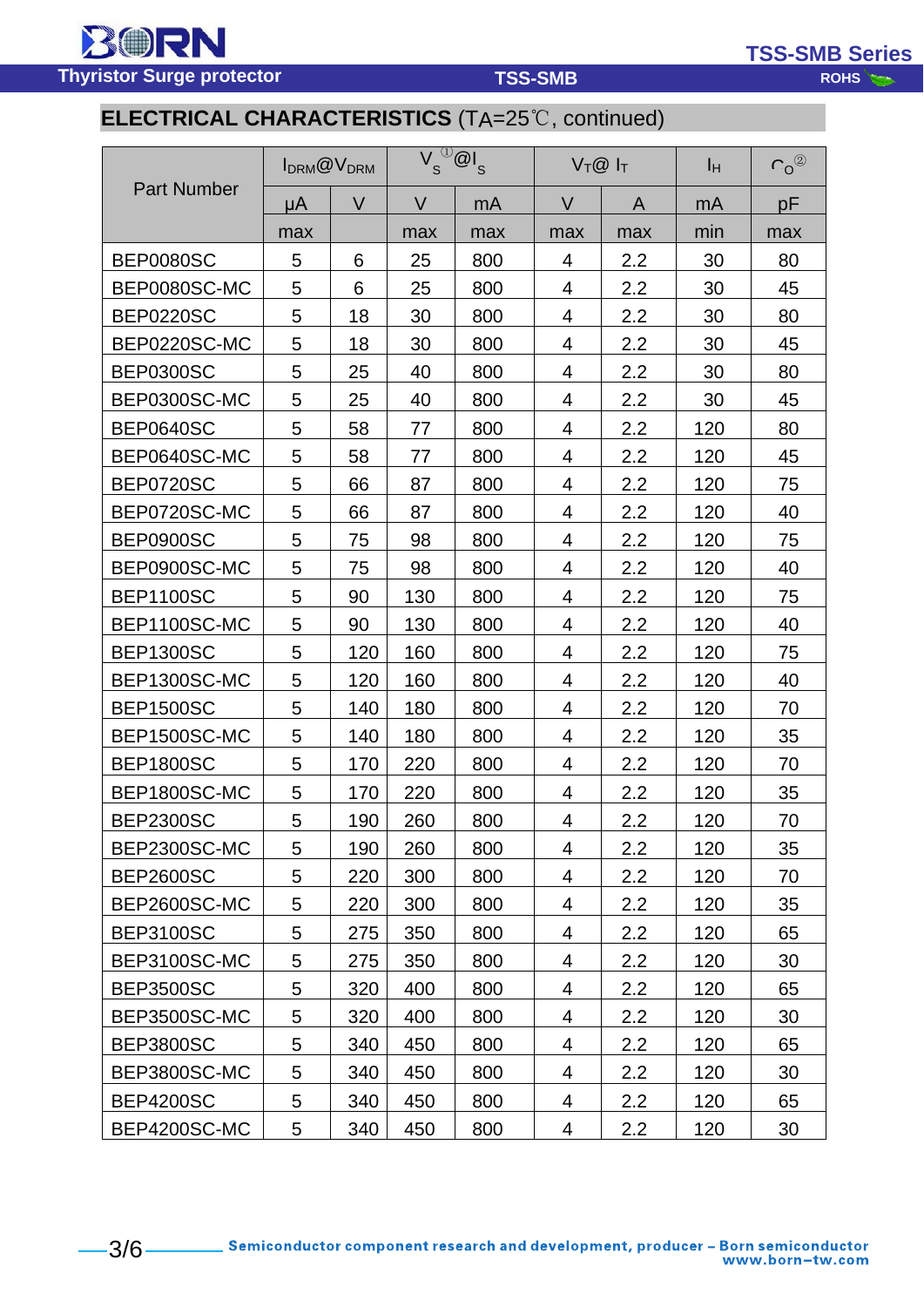## ELECTRICAL CHARACTERISTICS ($T_A$=25℃, continued)

| Part Number | $I_{DRM}$@$V_{DRM}$ | | $V_S$[1]@$I_S$ | | $V_T$@ $I_T$ | | $I_H$ | $C_O$[2] |
|---|---|---|---|---|---|---|---|---|
| | μA | V | V | mA | V | A | mA | pF |
| | max | | max | max | max | max | min | max |
| BEP0080SC | 5 | 6 | 25 | 800 | 4 | 2.2 | 30 | 80 |
| BEP0080SC-MC | 5 | 6 | 25 | 800 | 4 | 2.2 | 30 | 45 |
| BEP0220SC | 5 | 18 | 30 | 800 | 4 | 2.2 | 30 | 80 |
| BEP0220SC-MC | 5 | 18 | 30 | 800 | 4 | 2.2 | 30 | 45 |
| BEP0300SC | 5 | 25 | 40 | 800 | 4 | 2.2 | 30 | 80 |
| BEP0300SC-MC | 5 | 25 | 40 | 800 | 4 | 2.2 | 30 | 45 |
| BEP0640SC | 5 | 58 | 77 | 800 | 4 | 2.2 | 120 | 80 |
| BEP0640SC-MC | 5 | 58 | 77 | 800 | 4 | 2.2 | 120 | 45 |
| BEP0720SC | 5 | 66 | 87 | 800 | 4 | 2.2 | 120 | 75 |
| BEP0720SC-MC | 5 | 66 | 87 | 800 | 4 | 2.2 | 120 | 40 |
| BEP0900SC | 5 | 75 | 98 | 800 | 4 | 2.2 | 120 | 75 |
| BEP0900SC-MC | 5 | 75 | 98 | 800 | 4 | 2.2 | 120 | 40 |
| BEP1100SC | 5 | 90 | 130 | 800 | 4 | 2.2 | 120 | 75 |
| BEP1100SC-MC | 5 | 90 | 130 | 800 | 4 | 2.2 | 120 | 40 |
| BEP1300SC | 5 | 120 | 160 | 800 | 4 | 2.2 | 120 | 75 |
| BEP1300SC-MC | 5 | 120 | 160 | 800 | 4 | 2.2 | 120 | 40 |
| BEP1500SC | 5 | 140 | 180 | 800 | 4 | 2.2 | 120 | 70 |
| BEP1500SC-MC | 5 | 140 | 180 | 800 | 4 | 2.2 | 120 | 35 |
| BEP1800SC | 5 | 170 | 220 | 800 | 4 | 2.2 | 120 | 70 |
| BEP1800SC-MC | 5 | 170 | 220 | 800 | 4 | 2.2 | 120 | 35 |
| BEP2300SC | 5 | 190 | 260 | 800 | 4 | 2.2 | 120 | 70 |
| BEP2300SC-MC | 5 | 190 | 260 | 800 | 4 | 2.2 | 120 | 35 |
| BEP2600SC | 5 | 220 | 300 | 800 | 4 | 2.2 | 120 | 70 |
| BEP2600SC-MC | 5 | 220 | 300 | 800 | 4 | 2.2 | 120 | 35 |
| BEP3100SC | 5 | 275 | 350 | 800 | 4 | 2.2 | 120 | 65 |
| BEP3100SC-MC | 5 | 275 | 350 | 800 | 4 | 2.2 | 120 | 30 |
| BEP3500SC | 5 | 320 | 400 | 800 | 4 | 2.2 | 120 | 65 |
| BEP3500SC-MC | 5 | 320 | 400 | 800 | 4 | 2.2 | 120 | 30 |
| BEP3800SC | 5 | 340 | 450 | 800 | 4 | 2.2 | 120 | 65 |
| BEP3800SC-MC | 5 | 340 | 450 | 800 | 4 | 2.2 | 120 | 30 |
| BEP4200SC | 5 | 340 | 450 | 800 | 4 | 2.2 | 120 | 65 |
| BEP4200SC-MC | 5 | 340 | 450 | 800 | 4 | 2.2 | 120 | 30 |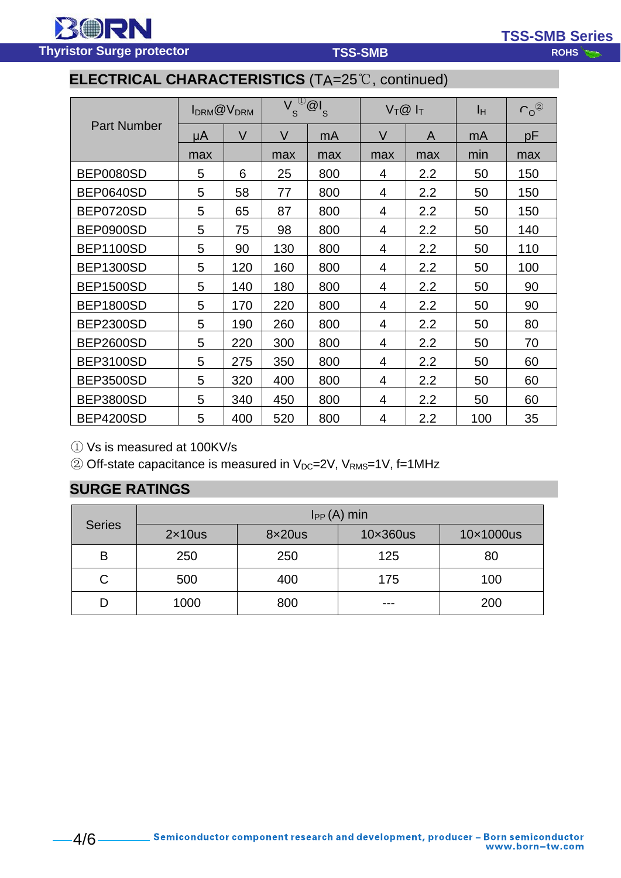## ELECTRICAL CHARACTERISTICS ($T_A$=25℃, continued)

| Part Number | $I_{DRM}$@$V_{DRM}$ | | $V_S$①@$I_S$ | | $V_T$@ $I_T$ | | $I_H$ | $C_O$② |
|---|---|---|---|---|---|---|---|---|
| | μA | V | V | mA | V | A | mA | pF |
| | max | | max | max | max | max | min | max |
| BEP0080SD | 5 | 6 | 25 | 800 | 4 | 2.2 | 50 | 150 |
| BEP0640SD | 5 | 58 | 77 | 800 | 4 | 2.2 | 50 | 150 |
| BEP0720SD | 5 | 65 | 87 | 800 | 4 | 2.2 | 50 | 150 |
| BEP0900SD | 5 | 75 | 98 | 800 | 4 | 2.2 | 50 | 140 |
| BEP1100SD | 5 | 90 | 130 | 800 | 4 | 2.2 | 50 | 110 |
| BEP1300SD | 5 | 120 | 160 | 800 | 4 | 2.2 | 50 | 100 |
| BEP1500SD | 5 | 140 | 180 | 800 | 4 | 2.2 | 50 | 90 |
| BEP1800SD | 5 | 170 | 220 | 800 | 4 | 2.2 | 50 | 90 |
| BEP2300SD | 5 | 190 | 260 | 800 | 4 | 2.2 | 50 | 80 |
| BEP2600SD | 5 | 220 | 300 | 800 | 4 | 2.2 | 50 | 70 |
| BEP3100SD | 5 | 275 | 350 | 800 | 4 | 2.2 | 50 | 60 |
| BEP3500SD | 5 | 320 | 400 | 800 | 4 | 2.2 | 50 | 60 |
| BEP3800SD | 5 | 340 | 450 | 800 | 4 | 2.2 | 50 | 60 |
| BEP4200SD | 5 | 400 | 520 | 800 | 4 | 2.2 | 100 | 35 |

① Vs is measured at 100KV/s

② Off-state capacitance is measured in $V_{DC}$=2V, $V_{RMS}$=1V, f=1MHz

## SURGE RATINGS

| Series | $I_{PP}$ (A) min | | | |
|---|---|---|---|---|
| | 2×10us | 8×20us | 10×360us | 10×1000us |
| B | 250 | 250 | 125 | 80 |
| C | 500 | 400 | 175 | 100 |
| D | 1000 | 800 | --- | 200 |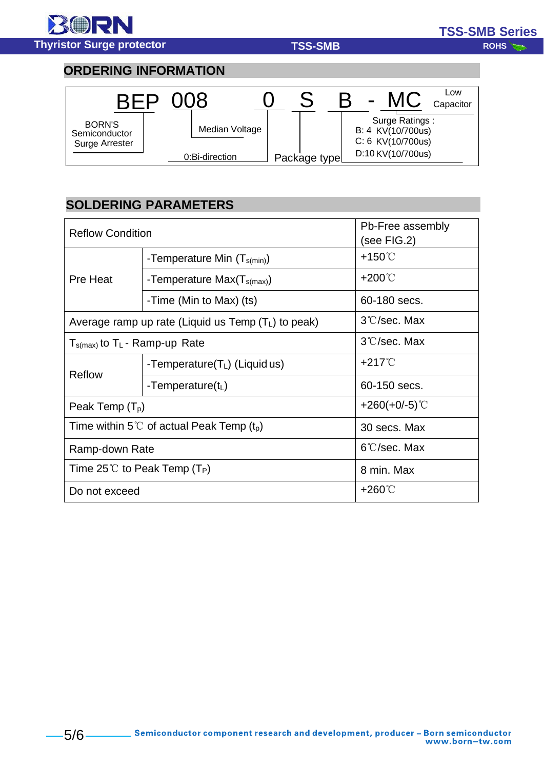## ORDERING INFORMATION

BEP 008 0 S B - MC

- BEP: BORN'S Semiconductor Surge Arrester
- 008: Median Voltage
- 0: Bi-direction
- S: Package type
- B: Surge Ratings:
  - B: 4 KV(10/700us)
  - C: 6 KV(10/700us)
  - D:10 KV(10/700us)
- MC: Low Capacitor

## SOLDERING PARAMETERS

| Reflow Condition | | Pb-Free assembly (see FIG.2) |
|---|---|---|
| Pre Heat | -Temperature Min ($T_{s(min)}$) | +150℃ |
| | -Temperature Max($T_{s(max)}$) | +200℃ |
| | -Time (Min to Max) (ts) | 60-180 secs. |
| Average ramp up rate (Liquid us Temp ($T_L$) to peak) | | 3℃/sec. Max |
| $T_{s(max)}$ to $T_L$ - Ramp-up Rate | | 3℃/sec. Max |
| Reflow | -Temperature($T_L$) (Liquid us) | +217℃ |
| | -Temperature($t_L$) | 60-150 secs. |
| Peak Temp ($T_p$) | | +260(+0/-5)℃ |
| Time within 5℃ of actual Peak Temp ($t_p$) | | 30 secs. Max |
| Ramp-down Rate | | 6℃/sec. Max |
| Time 25℃ to Peak Temp ($T_P$) | | 8 min. Max |
| Do not exceed | | +260℃ |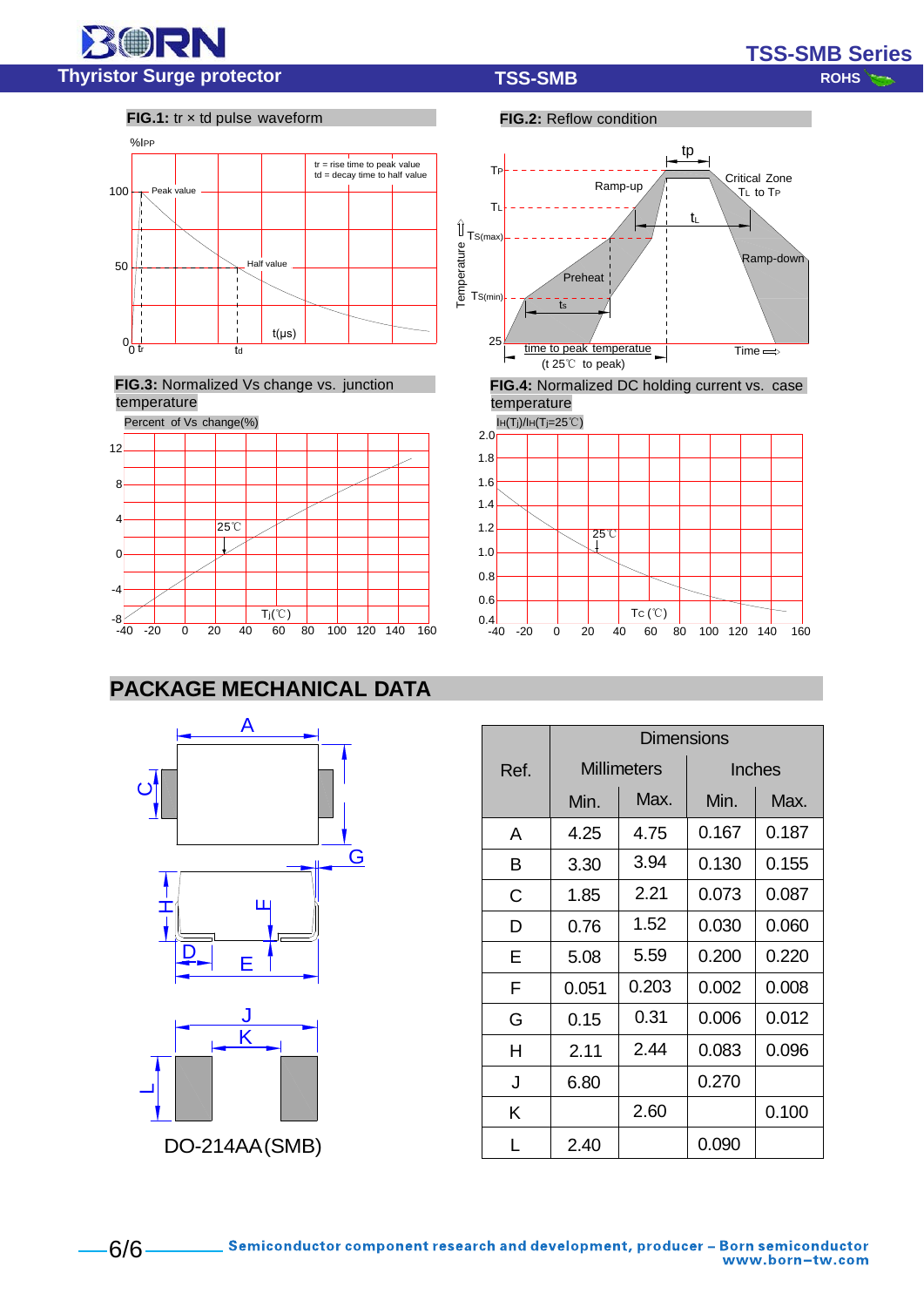**FIG.1:** tr × td pulse waveform

%IPP

tr = rise time to peak value
td = decay time to half value

100 Peak value

50 Half value

0 0 tr td t(μs)

**FIG.2:** Reflow condition

tp

TP

Ramp-up

Critical Zone
TL to TP

TL

tL

TS(max)

Ramp-down

Temperature

Preheat

TS(min)

ts

25

time to peak temperature
(t 25℃ to peak)

Time

**FIG.3:** Normalized Vs change vs. junction temperature

Percent of Vs change(%)

12
8
4
0
-4
-8

25℃

Tj(℃)

-40 -20 0 20 40 60 80 100 120 140 160

**FIG.4:** Normalized DC holding current vs. case temperature

IH(Tj)/IH(Tj=25℃)

2.0
1.8
1.6
1.4
1.2
1.0
0.8
0.6
0.4

25℃

Tc (℃)

-40 -20 0 20 40 60 80 100 120 140 160

## PACKAGE MECHANICAL DATA

A C G H F D E J K L

DO-214AA(SMB)

| Ref. | Dimensions | | | |
|---|---|---|---|---|
| | Millimeters | | Inches | |
| | Min. | Max. | Min. | Max. |
| A | 4.25 | 4.75 | 0.167 | 0.187 |
| B | 3.30 | 3.94 | 0.130 | 0.155 |
| C | 1.85 | 2.21 | 0.073 | 0.087 |
| D | 0.76 | 1.52 | 0.030 | 0.060 |
| E | 5.08 | 5.59 | 0.200 | 0.220 |
| F | 0.051 | 0.203 | 0.002 | 0.008 |
| G | 0.15 | 0.31 | 0.006 | 0.012 |
| H | 2.11 | 2.44 | 0.083 | 0.096 |
| J | 6.80 | | 0.270 | |
| K | | 2.60 | | 0.100 |
| L | 2.40 | | 0.090 | |